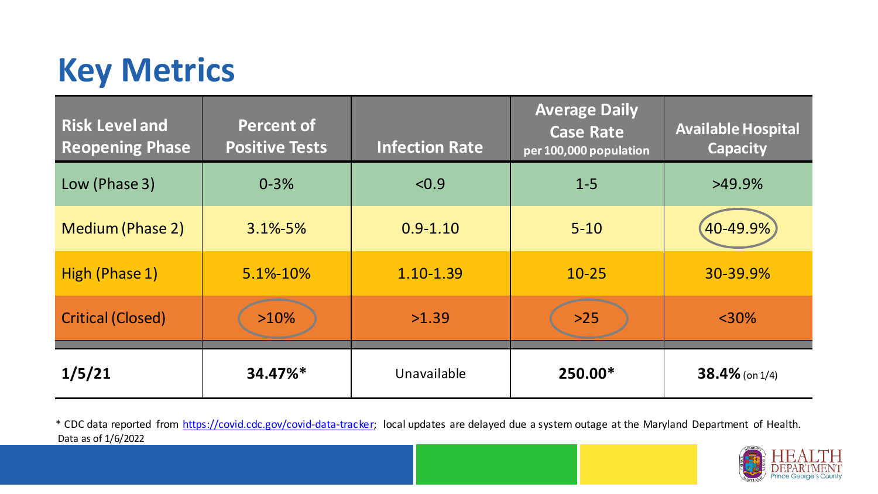# Key Metrics

| Risk Level and Reopening Phase | Percent of Positive Tests | Infection Rate | Average Daily Case Rate per 100,000 population | Available Hospital Capacity |
|---|---|---|---|---|
| Low (Phase 3) | 0-3% | <0.9 | 1-5 | >49.9% |
| Medium (Phase 2) | 3.1%-5% | 0.9-1.10 | 5-10 | 40-49.9% |
| High (Phase 1) | 5.1%-10% | 1.10-1.39 | 10-25 | 30-39.9% |
| Critical (Closed) | >10% | >1.39 | >25 | <30% |
| **1/5/21** | **34.47%*** | Unavailable | **250.00*** | **38.4%** (on 1/4) |

* CDC data reported from https://covid.cdc.gov/covid-data-tracker; local updates are delayed due a system outage at the Maryland Department of Health.
Data as of 1/6/2022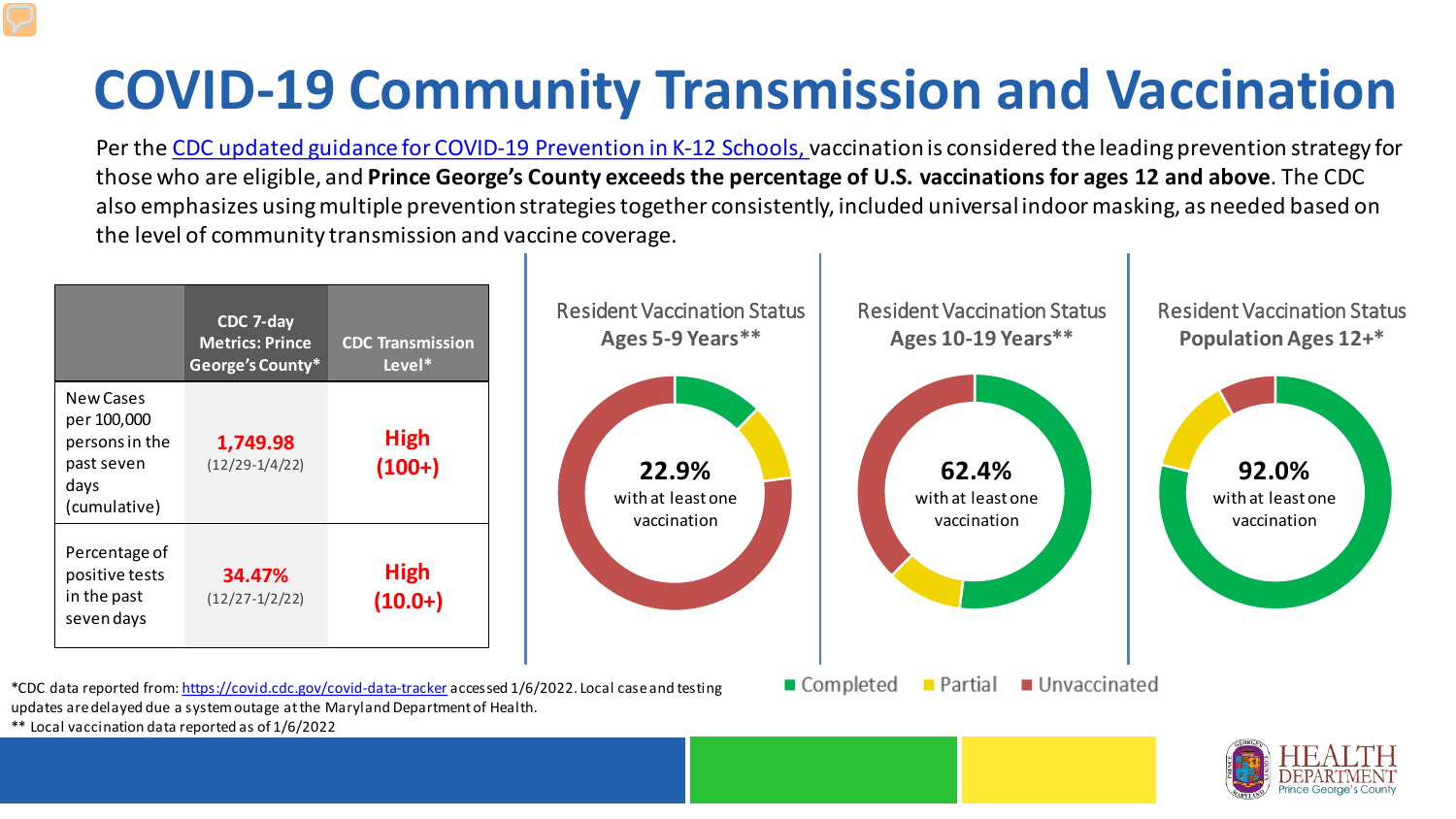# COVID-19 Community Transmission and Vaccination

Per the CDC updated guidance for COVID-19 Prevention in K-12 Schools, vaccination is considered the leading prevention strategy for those who are eligible, and **Prince George's County exceeds the percentage of U.S. vaccinations for ages 12 and above**. The CDC also emphasizes using multiple prevention strategies together consistently, included universal indoor masking, as needed based on the level of community transmission and vaccine coverage.

| | CDC 7-day Metrics: Prince George's County* | CDC Transmission Level* |
|---|---|---|
| New Cases per 100,000 persons in the past seven days (cumulative) | **1,749.98** (12/29-1/4/22) | **High (100+)** |
| Percentage of positive tests in the past seven days | **34.47%** (12/27-1/2/22) | **High (10.0+)** |

Resident Vaccination Status **Ages 5-9 Years****

**22.9%** with at least one vaccination

Resident Vaccination Status **Ages 10-19 Years****

**62.4%** with at least one vaccination

Resident Vaccination Status **Population Ages 12+***

**92.0%** with at least one vaccination

■ Completed ■ Partial ■ Unvaccinated

*CDC data reported from: https://covid.cdc.gov/covid-data-tracker accessed 1/6/2022. Local case and testing updates are delayed due a system outage at the Maryland Department of Health.

** Local vaccination data reported as of 1/6/2022

HEALTH DEPARTMENT Prince George's County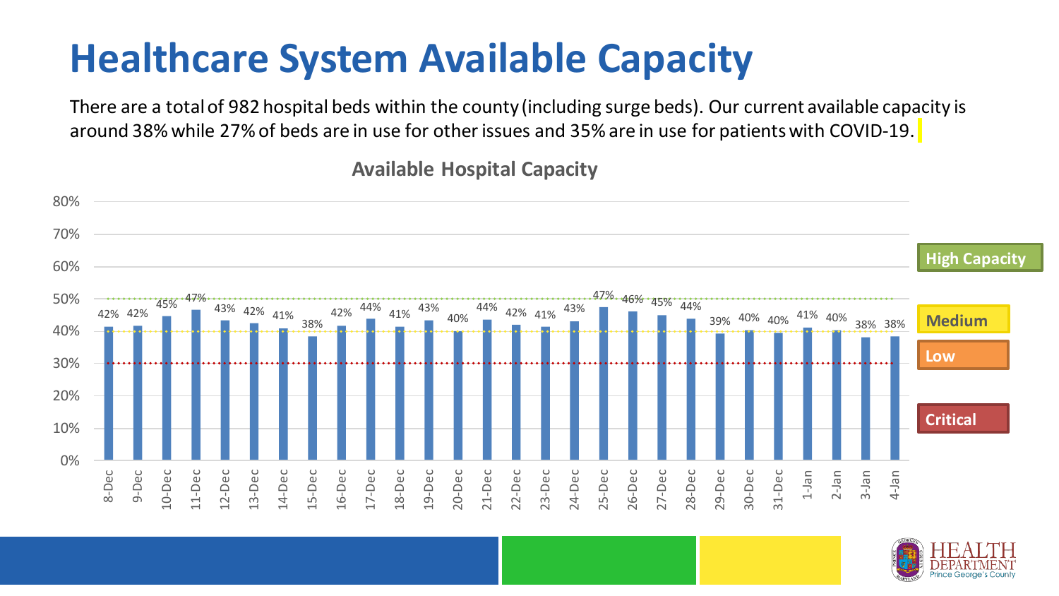# Healthcare System Available Capacity

There are a total of 982 hospital beds within the county (including surge beds). Our current available capacity is around 38% while 27% of beds are in use for other issues and 35% are in use for patients with COVID-19.

**Available Hospital Capacity**

80%
70%
60%
50%
40%
30%
20%
10%
0%

42% 42% 45% 47% 43% 42% 41% 38% 42% 44% 41% 43% 40% 44% 42% 41% 43% 47% 46% 45% 44% 39% 40% 40% 41% 40% 38% 38%

8-Dec 9-Dec 10-Dec 11-Dec 12-Dec 13-Dec 14-Dec 15-Dec 16-Dec 17-Dec 18-Dec 19-Dec 20-Dec 21-Dec 22-Dec 23-Dec 24-Dec 25-Dec 26-Dec 27-Dec 28-Dec 29-Dec 30-Dec 31-Dec 1-Jan 2-Jan 3-Jan 4-Jan

High Capacity
Medium
Low
Critical

HEALTH DEPARTMENT
Prince George's County